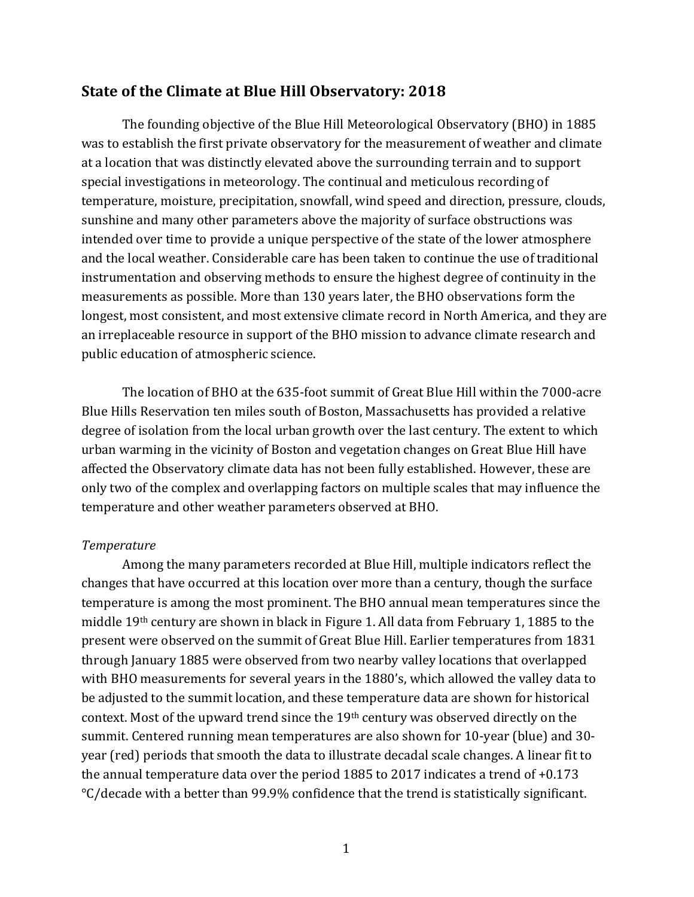## State of the Climate at Blue Hill Observatory: 2018

The founding objective of the Blue Hill Meteorological Observatory (BHO) in 1885 was to establish the first private observatory for the measurement of weather and climate at a location that was distinctly elevated above the surrounding terrain and to support special investigations in meteorology. The continual and meticulous recording of temperature, moisture, precipitation, snowfall, wind speed and direction, pressure, clouds, sunshine and many other parameters above the majority of surface obstructions was intended over time to provide a unique perspective of the state of the lower atmosphere and the local weather. Considerable care has been taken to continue the use of traditional instrumentation and observing methods to ensure the highest degree of continuity in the measurements as possible. More than 130 years later, the BHO observations form the longest, most consistent, and most extensive climate record in North America, and they are an irreplaceable resource in support of the BHO mission to advance climate research and public education of atmospheric science.

The location of BHO at the 635-foot summit of Great Blue Hill within the 7000-acre Blue Hills Reservation ten miles south of Boston, Massachusetts has provided a relative degree of isolation from the local urban growth over the last century. The extent to which urban warming in the vicinity of Boston and vegetation changes on Great Blue Hill have affected the Observatory climate data has not been fully established. However, these are only two of the complex and overlapping factors on multiple scales that may influence the temperature and other weather parameters observed at BHO.

*Temperature*

Among the many parameters recorded at Blue Hill, multiple indicators reflect the changes that have occurred at this location over more than a century, though the surface temperature is among the most prominent. The BHO annual mean temperatures since the middle 19th century are shown in black in Figure 1. All data from February 1, 1885 to the present were observed on the summit of Great Blue Hill. Earlier temperatures from 1831 through January 1885 were observed from two nearby valley locations that overlapped with BHO measurements for several years in the 1880's, which allowed the valley data to be adjusted to the summit location, and these temperature data are shown for historical context. Most of the upward trend since the 19th century was observed directly on the summit. Centered running mean temperatures are also shown for 10-year (blue) and 30-year (red) periods that smooth the data to illustrate decadal scale changes. A linear fit to the annual temperature data over the period 1885 to 2017 indicates a trend of +0.173 °C/decade with a better than 99.9% confidence that the trend is statistically significant.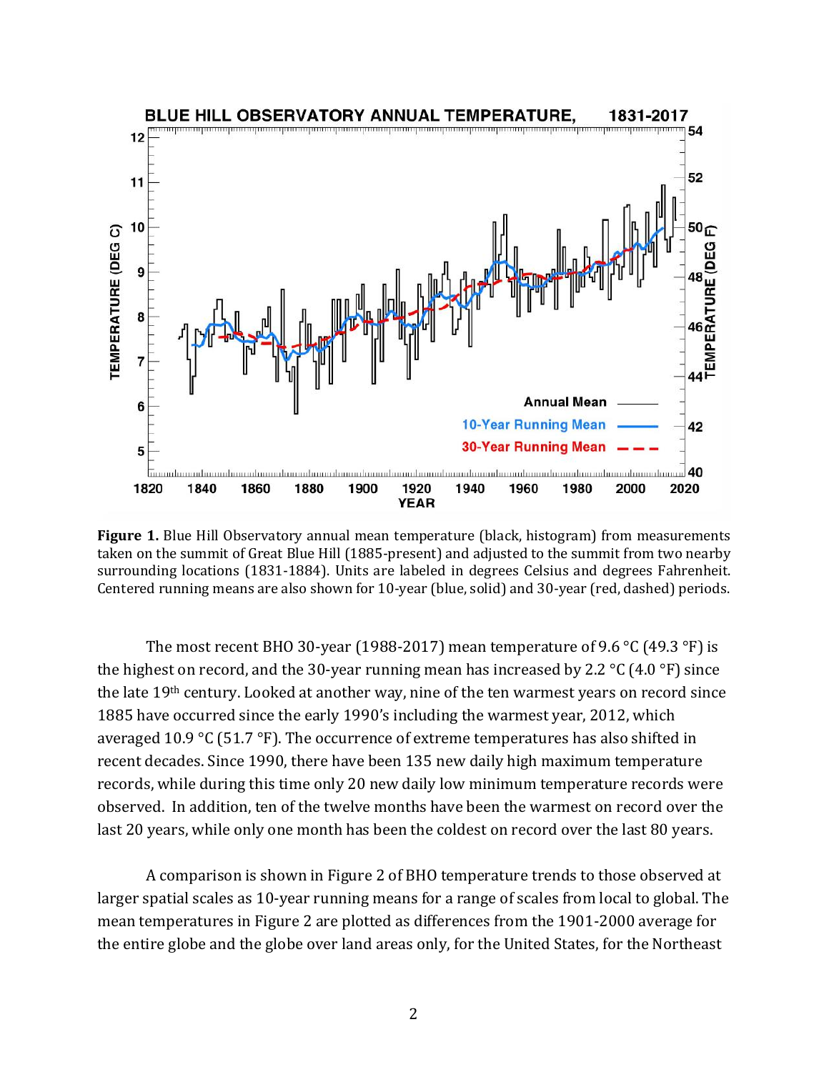**Figure 1.** Blue Hill Observatory annual mean temperature (black, histogram) from measurements taken on the summit of Great Blue Hill (1885-present) and adjusted to the summit from two nearby surrounding locations (1831-1884). Units are labeled in degrees Celsius and degrees Fahrenheit. Centered running means are also shown for 10-year (blue, solid) and 30-year (red, dashed) periods.

The most recent BHO 30-year (1988-2017) mean temperature of 9.6 °C (49.3 °F) is the highest on record, and the 30-year running mean has increased by 2.2 °C (4.0 °F) since the late 19th century. Looked at another way, nine of the ten warmest years on record since 1885 have occurred since the early 1990's including the warmest year, 2012, which averaged 10.9 °C (51.7 °F). The occurrence of extreme temperatures has also shifted in recent decades. Since 1990, there have been 135 new daily high maximum temperature records, while during this time only 20 new daily low minimum temperature records were observed. In addition, ten of the twelve months have been the warmest on record over the last 20 years, while only one month has been the coldest on record over the last 80 years.

A comparison is shown in Figure 2 of BHO temperature trends to those observed at larger spatial scales as 10-year running means for a range of scales from local to global. The mean temperatures in Figure 2 are plotted as differences from the 1901-2000 average for the entire globe and the globe over land areas only, for the United States, for the Northeast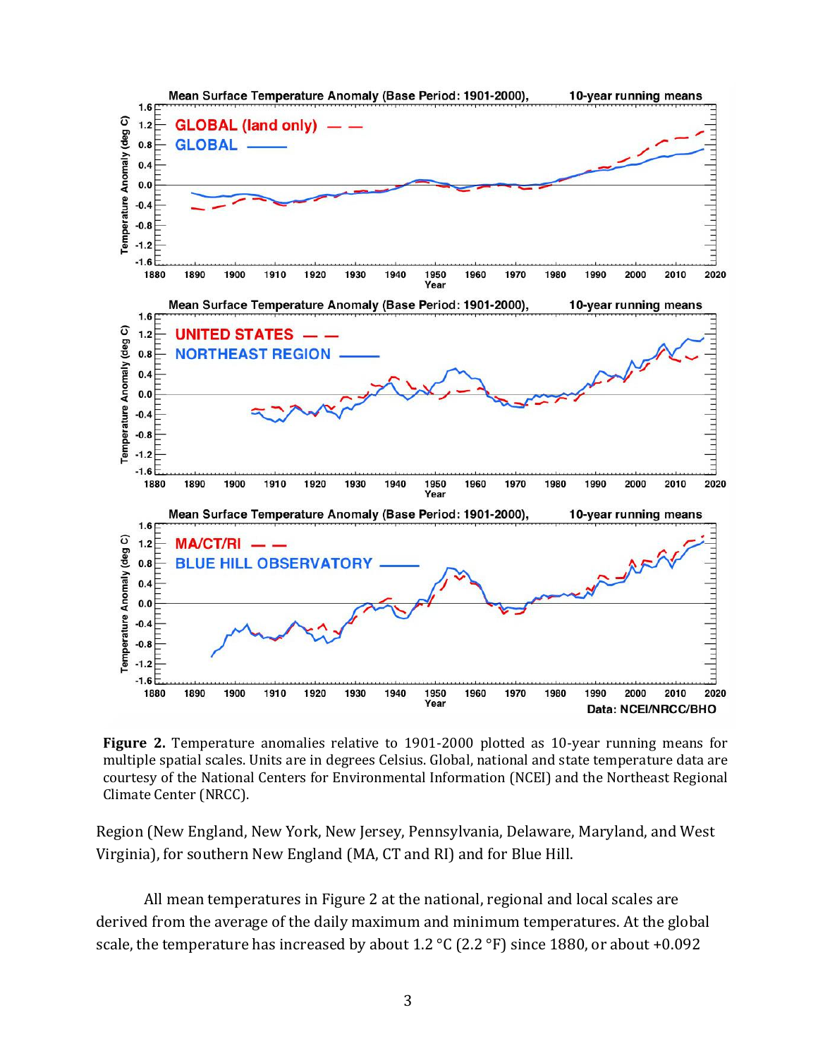**Figure 2.** Temperature anomalies relative to 1901-2000 plotted as 10-year running means for multiple spatial scales. Units are in degrees Celsius. Global, national and state temperature data are courtesy of the National Centers for Environmental Information (NCEI) and the Northeast Regional Climate Center (NRCC).

Region (New England, New York, New Jersey, Pennsylvania, Delaware, Maryland, and West Virginia), for southern New England (MA, CT and RI) and for Blue Hill.

All mean temperatures in Figure 2 at the national, regional and local scales are derived from the average of the daily maximum and minimum temperatures. At the global scale, the temperature has increased by about 1.2 °C (2.2 °F) since 1880, or about +0.092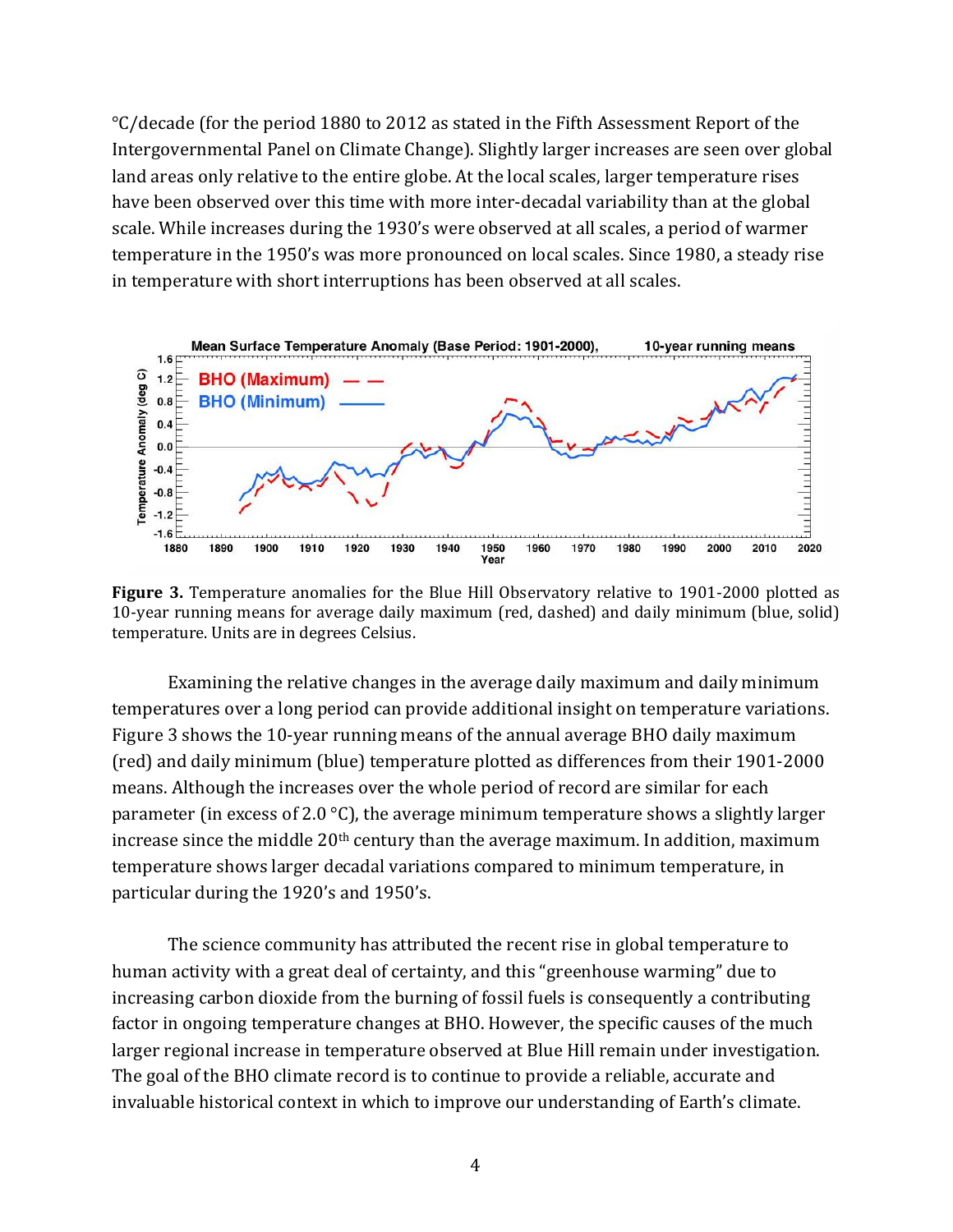°C/decade (for the period 1880 to 2012 as stated in the Fifth Assessment Report of the Intergovernmental Panel on Climate Change). Slightly larger increases are seen over global land areas only relative to the entire globe. At the local scales, larger temperature rises have been observed over this time with more inter-decadal variability than at the global scale. While increases during the 1930's were observed at all scales, a period of warmer temperature in the 1950's was more pronounced on local scales. Since 1980, a steady rise in temperature with short interruptions has been observed at all scales.

**Figure 3.** Temperature anomalies for the Blue Hill Observatory relative to 1901-2000 plotted as 10-year running means for average daily maximum (red, dashed) and daily minimum (blue, solid) temperature. Units are in degrees Celsius.

Examining the relative changes in the average daily maximum and daily minimum temperatures over a long period can provide additional insight on temperature variations. Figure 3 shows the 10-year running means of the annual average BHO daily maximum (red) and daily minimum (blue) temperature plotted as differences from their 1901-2000 means. Although the increases over the whole period of record are similar for each parameter (in excess of 2.0 °C), the average minimum temperature shows a slightly larger increase since the middle 20th century than the average maximum. In addition, maximum temperature shows larger decadal variations compared to minimum temperature, in particular during the 1920's and 1950's.

The science community has attributed the recent rise in global temperature to human activity with a great deal of certainty, and this "greenhouse warming" due to increasing carbon dioxide from the burning of fossil fuels is consequently a contributing factor in ongoing temperature changes at BHO. However, the specific causes of the much larger regional increase in temperature observed at Blue Hill remain under investigation. The goal of the BHO climate record is to continue to provide a reliable, accurate and invaluable historical context in which to improve our understanding of Earth's climate.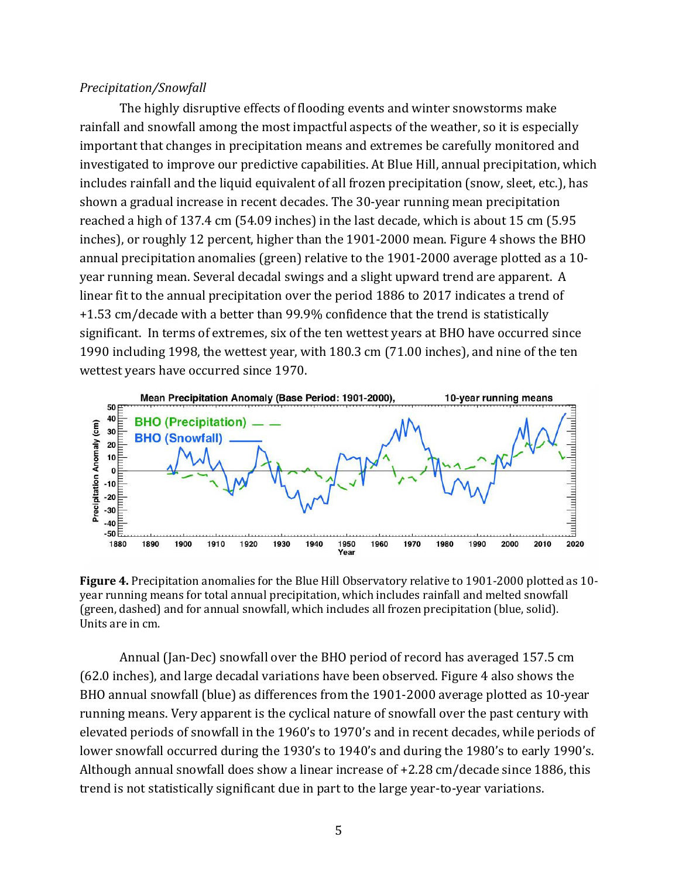*Precipitation/Snowfall*

The highly disruptive effects of flooding events and winter snowstorms make rainfall and snowfall among the most impactful aspects of the weather, so it is especially important that changes in precipitation means and extremes be carefully monitored and investigated to improve our predictive capabilities. At Blue Hill, annual precipitation, which includes rainfall and the liquid equivalent of all frozen precipitation (snow, sleet, etc.), has shown a gradual increase in recent decades. The 30-year running mean precipitation reached a high of 137.4 cm (54.09 inches) in the last decade, which is about 15 cm (5.95 inches), or roughly 12 percent, higher than the 1901-2000 mean. Figure 4 shows the BHO annual precipitation anomalies (green) relative to the 1901-2000 average plotted as a 10-year running mean. Several decadal swings and a slight upward trend are apparent. A linear fit to the annual precipitation over the period 1886 to 2017 indicates a trend of +1.53 cm/decade with a better than 99.9% confidence that the trend is statistically significant. In terms of extremes, six of the ten wettest years at BHO have occurred since 1990 including 1998, the wettest year, with 180.3 cm (71.00 inches), and nine of the ten wettest years have occurred since 1970.

**Figure 4.** Precipitation anomalies for the Blue Hill Observatory relative to 1901-2000 plotted as 10-year running means for total annual precipitation, which includes rainfall and melted snowfall (green, dashed) and for annual snowfall, which includes all frozen precipitation (blue, solid). Units are in cm.

Annual (Jan-Dec) snowfall over the BHO period of record has averaged 157.5 cm (62.0 inches), and large decadal variations have been observed. Figure 4 also shows the BHO annual snowfall (blue) as differences from the 1901-2000 average plotted as 10-year running means. Very apparent is the cyclical nature of snowfall over the past century with elevated periods of snowfall in the 1960's to 1970's and in recent decades, while periods of lower snowfall occurred during the 1930's to 1940's and during the 1980's to early 1990's. Although annual snowfall does show a linear increase of +2.28 cm/decade since 1886, this trend is not statistically significant due in part to the large year-to-year variations.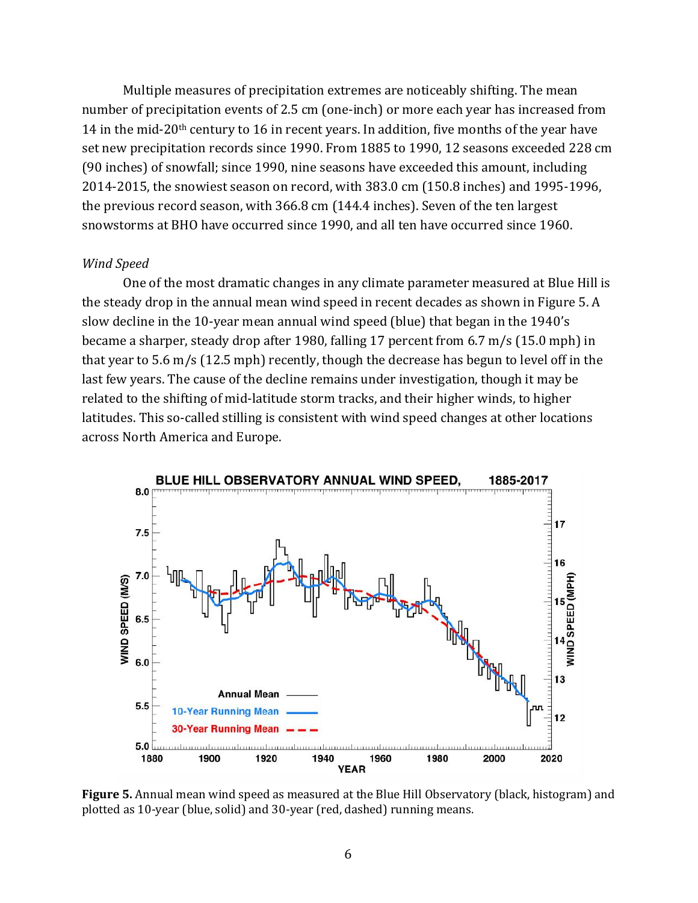Multiple measures of precipitation extremes are noticeably shifting. The mean number of precipitation events of 2.5 cm (one-inch) or more each year has increased from 14 in the mid-20th century to 16 in recent years. In addition, five months of the year have set new precipitation records since 1990. From 1885 to 1990, 12 seasons exceeded 228 cm (90 inches) of snowfall; since 1990, nine seasons have exceeded this amount, including 2014-2015, the snowiest season on record, with 383.0 cm (150.8 inches) and 1995-1996, the previous record season, with 366.8 cm (144.4 inches). Seven of the ten largest snowstorms at BHO have occurred since 1990, and all ten have occurred since 1960.

*Wind Speed*

One of the most dramatic changes in any climate parameter measured at Blue Hill is the steady drop in the annual mean wind speed in recent decades as shown in Figure 5. A slow decline in the 10-year mean annual wind speed (blue) that began in the 1940's became a sharper, steady drop after 1980, falling 17 percent from 6.7 m/s (15.0 mph) in that year to 5.6 m/s (12.5 mph) recently, though the decrease has begun to level off in the last few years. The cause of the decline remains under investigation, though it may be related to the shifting of mid-latitude storm tracks, and their higher winds, to higher latitudes. This so-called stilling is consistent with wind speed changes at other locations across North America and Europe.

**Figure 5.** Annual mean wind speed as measured at the Blue Hill Observatory (black, histogram) and plotted as 10-year (blue, solid) and 30-year (red, dashed) running means.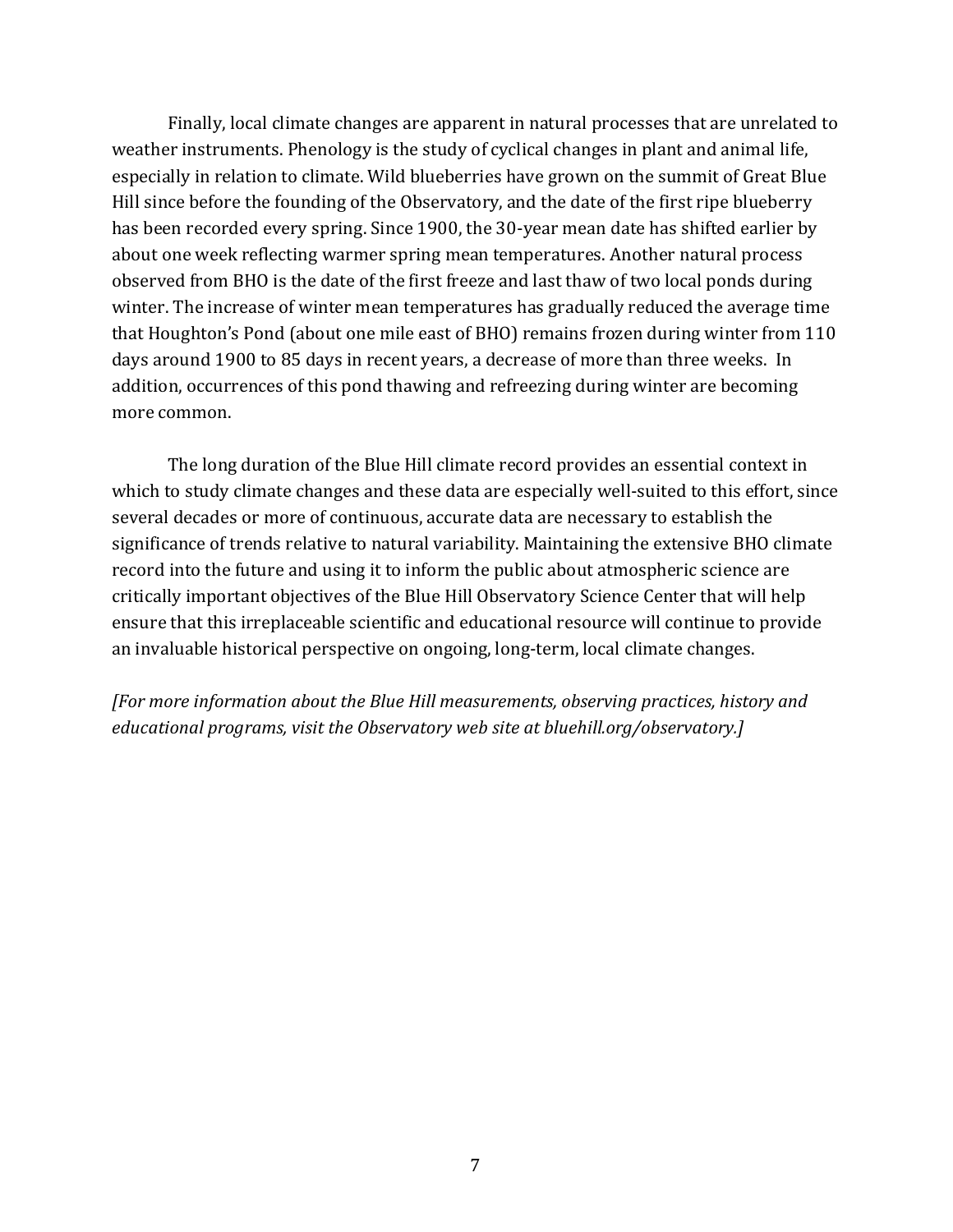Finally, local climate changes are apparent in natural processes that are unrelated to weather instruments. Phenology is the study of cyclical changes in plant and animal life, especially in relation to climate. Wild blueberries have grown on the summit of Great Blue Hill since before the founding of the Observatory, and the date of the first ripe blueberry has been recorded every spring. Since 1900, the 30-year mean date has shifted earlier by about one week reflecting warmer spring mean temperatures. Another natural process observed from BHO is the date of the first freeze and last thaw of two local ponds during winter. The increase of winter mean temperatures has gradually reduced the average time that Houghton's Pond (about one mile east of BHO) remains frozen during winter from 110 days around 1900 to 85 days in recent years, a decrease of more than three weeks. In addition, occurrences of this pond thawing and refreezing during winter are becoming more common.

The long duration of the Blue Hill climate record provides an essential context in which to study climate changes and these data are especially well-suited to this effort, since several decades or more of continuous, accurate data are necessary to establish the significance of trends relative to natural variability. Maintaining the extensive BHO climate record into the future and using it to inform the public about atmospheric science are critically important objectives of the Blue Hill Observatory Science Center that will help ensure that this irreplaceable scientific and educational resource will continue to provide an invaluable historical perspective on ongoing, long-term, local climate changes.

*[For more information about the Blue Hill measurements, observing practices, history and educational programs, visit the Observatory web site at bluehill.org/observatory.]*